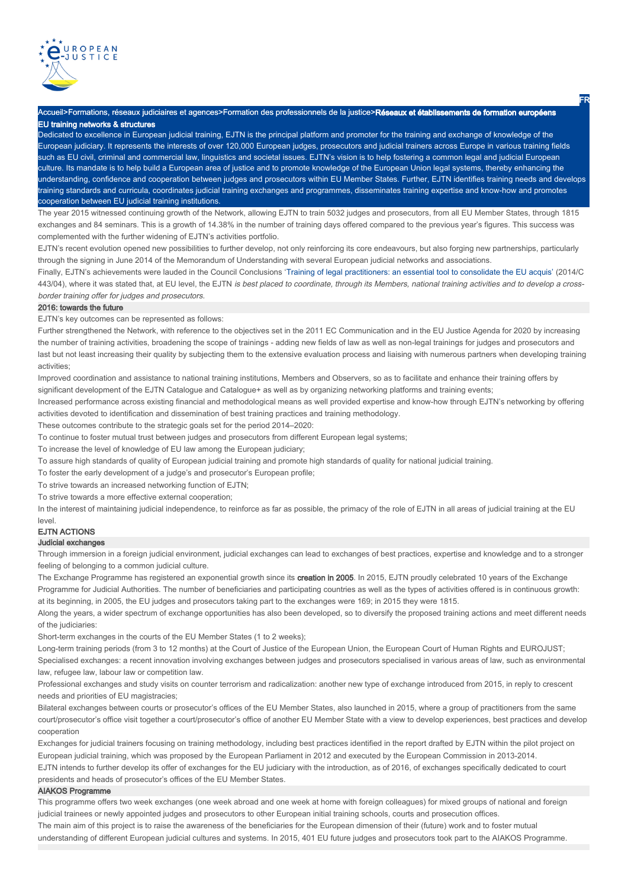Accueil>Formations, réseaux judiciaires et agences>Formation des professionnels de la justice>**Réseaux et établissements de formation européens**

FR

## EU training networks & structures

Dedicated to excellence in European judicial training, EJTN is the principal platform and promoter for the training and exchange of knowledge of the European judiciary. It represents the interests of over 120,000 European judges, prosecutors and judicial trainers across Europe in various training fields such as EU civil, criminal and commercial law, linguistics and societal issues. EJTN's vision is to help fostering a common legal and judicial European culture. Its mandate is to help build a European area of justice and to promote knowledge of the European Union legal systems, thereby enhancing the understanding, confidence and cooperation between judges and prosecutors within EU Member States. Further, EJTN identifies training needs and develops training standards and curricula, coordinates judicial training exchanges and programmes, disseminates training expertise and know-how and promotes cooperation between EU judicial training institutions.

The year 2015 witnessed continuing growth of the Network, allowing EJTN to train 5032 judges and prosecutors, from all EU Member States, through 1815 exchanges and 84 seminars. This is a growth of 14.38% in the number of training days offered compared to the previous year's figures. This success was complemented with the further widening of EJTN's activities portfolio.

EJTN's recent evolution opened new possibilities to further develop, not only reinforcing its core endeavours, but also forging new partnerships, particularly through the signing in June 2014 of the Memorandum of Understanding with several European judicial networks and associations.

Finally, EJTN's achievements were lauded in the Council Conclusions 'Training of legal practitioners: an essential tool to consolidate the EU acquis' (2014/C 443/04), where it was stated that, at EU level, the EJTN *is best placed to coordinate, through its Members, national training activities and to develop a cross-border training offer for judges and prosecutors.*

### 2016: towards the future

EJTN's key outcomes can be represented as follows:

Further strengthened the Network, with reference to the objectives set in the 2011 EC Communication and in the EU Justice Agenda for 2020 by increasing the number of training activities, broadening the scope of trainings - adding new fields of law as well as non-legal trainings for judges and prosecutors and last but not least increasing their quality by subjecting them to the extensive evaluation process and liaising with numerous partners when developing training activities;

Improved coordination and assistance to national training institutions, Members and Observers, so as to facilitate and enhance their training offers by significant development of the EJTN Catalogue and Catalogue+ as well as by organizing networking platforms and training events;

Increased performance across existing financial and methodological means as well provided expertise and know-how through EJTN's networking by offering activities devoted to identification and dissemination of best training practices and training methodology.

These outcomes contribute to the strategic goals set for the period 2014–2020:

To continue to foster mutual trust between judges and prosecutors from different European legal systems;

To increase the level of knowledge of EU law among the European judiciary;

To assure high standards of quality of European judicial training and promote high standards of quality for national judicial training.

To foster the early development of a judge's and prosecutor's European profile;

To strive towards an increased networking function of EJTN;

To strive towards a more effective external cooperation;

In the interest of maintaining judicial independence, to reinforce as far as possible, the primacy of the role of EJTN in all areas of judicial training at the EU level.

### EJTN ACTIONS

#### Judicial exchanges

Through immersion in a foreign judicial environment, judicial exchanges can lead to exchanges of best practices, expertise and knowledge and to a stronger feeling of belonging to a common judicial culture.

The Exchange Programme has registered an exponential growth since its **creation in 2005**. In 2015, EJTN proudly celebrated 10 years of the Exchange Programme for Judicial Authorities. The number of beneficiaries and participating countries as well as the types of activities offered is in continuous growth: at its beginning, in 2005, the EU judges and prosecutors taking part to the exchanges were 169; in 2015 they were 1815.

Along the years, a wider spectrum of exchange opportunities has also been developed, so to diversify the proposed training actions and meet different needs of the judiciaries:

Short-term exchanges in the courts of the EU Member States (1 to 2 weeks);

Long-term training periods (from 3 to 12 months) at the Court of Justice of the European Union, the European Court of Human Rights and EUROJUST;

Specialised exchanges: a recent innovation involving exchanges between judges and prosecutors specialised in various areas of law, such as environmental law, refugee law, labour law or competition law.

Professional exchanges and study visits on counter terrorism and radicalization: another new type of exchange introduced from 2015, in reply to crescent needs and priorities of EU magistracies;

Bilateral exchanges between courts or prosecutor's offices of the EU Member States, also launched in 2015, where a group of practitioners from the same court/prosecutor's office visit together a court/prosecutor's office of another EU Member State with a view to develop experiences, best practices and develop cooperation

Exchanges for judicial trainers focusing on training methodology, including best practices identified in the report drafted by EJTN within the pilot project on European judicial training, which was proposed by the European Parliament in 2012 and executed by the European Commission in 2013-2014.

EJTN intends to further develop its offer of exchanges for the EU judiciary with the introduction, as of 2016, of exchanges specifically dedicated to court presidents and heads of prosecutor's offices of the EU Member States.

#### AIAKOS Programme

This programme offers two week exchanges (one week abroad and one week at home with foreign colleagues) for mixed groups of national and foreign judicial trainees or newly appointed judges and prosecutors to other European initial training schools, courts and prosecution offices.

The main aim of this project is to raise the awareness of the beneficiaries for the European dimension of their (future) work and to foster mutual understanding of different European judicial cultures and systems. In 2015, 401 EU future judges and prosecutors took part to the AIAKOS Programme.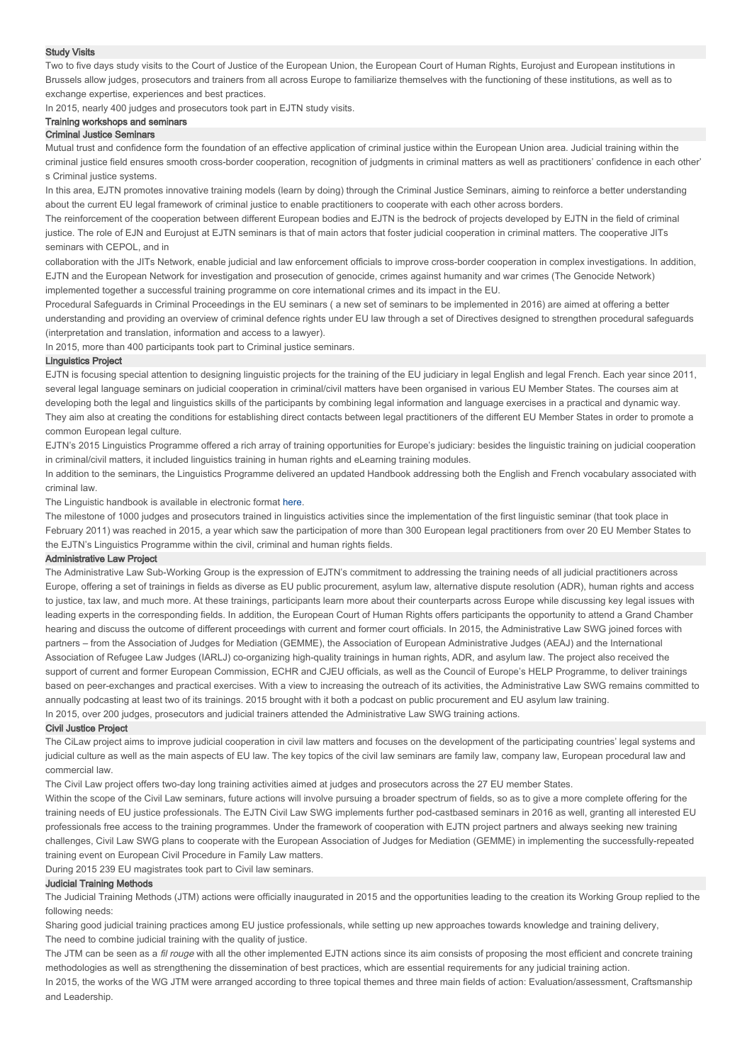### Study Visits

Two to five days study visits to the Court of Justice of the European Union, the European Court of Human Rights, Eurojust and European institutions in Brussels allow judges, prosecutors and trainers from all across Europe to familiarize themselves with the functioning of these institutions, as well as to exchange expertise, experiences and best practices.

In 2015, nearly 400 judges and prosecutors took part in EJTN study visits.

## Training workshops and seminars

### Criminal Justice Seminars

Mutual trust and confidence form the foundation of an effective application of criminal justice within the European Union area. Judicial training within the criminal justice field ensures smooth cross-border cooperation, recognition of judgments in criminal matters as well as practitioners' confidence in each other's Criminal justice systems.

In this area, EJTN promotes innovative training models (learn by doing) through the Criminal Justice Seminars, aiming to reinforce a better understanding about the current EU legal framework of criminal justice to enable practitioners to cooperate with each other across borders.

The reinforcement of the cooperation between different European bodies and EJTN is the bedrock of projects developed by EJTN in the field of criminal justice. The role of EJN and Eurojust at EJTN seminars is that of main actors that foster judicial cooperation in criminal matters. The cooperative JITs seminars with CEPOL, and in

collaboration with the JITs Network, enable judicial and law enforcement officials to improve cross-border cooperation in complex investigations. In addition, EJTN and the European Network for investigation and prosecution of genocide, crimes against humanity and war crimes (The Genocide Network) implemented together a successful training programme on core international crimes and its impact in the EU.

Procedural Safeguards in Criminal Proceedings in the EU seminars ( a new set of seminars to be implemented in 2016) are aimed at offering a better understanding and providing an overview of criminal defence rights under EU law through a set of Directives designed to strengthen procedural safeguards (interpretation and translation, information and access to a lawyer).

In 2015, more than 400 participants took part to Criminal justice seminars.

### Linguistics Project

EJTN is focusing special attention to designing linguistic projects for the training of the EU judiciary in legal English and legal French. Each year since 2011, several legal language seminars on judicial cooperation in criminal/civil matters have been organised in various EU Member States. The courses aim at developing both the legal and linguistics skills of the participants by combining legal information and language exercises in a practical and dynamic way. They aim also at creating the conditions for establishing direct contacts between legal practitioners of the different EU Member States in order to promote a common European legal culture.

EJTN's 2015 Linguistics Programme offered a rich array of training opportunities for Europe's judiciary: besides the linguistic training on judicial cooperation in criminal/civil matters, it included linguistics training in human rights and eLearning training modules.

In addition to the seminars, the Linguistics Programme delivered an updated Handbook addressing both the English and French vocabulary associated with criminal law.

The Linguistic handbook is available in electronic format here.

The milestone of 1000 judges and prosecutors trained in linguistics activities since the implementation of the first linguistic seminar (that took place in February 2011) was reached in 2015, a year which saw the participation of more than 300 European legal practitioners from over 20 EU Member States to the EJTN's Linguistics Programme within the civil, criminal and human rights fields.

### Administrative Law Project

The Administrative Law Sub-Working Group is the expression of EJTN's commitment to addressing the training needs of all judicial practitioners across Europe, offering a set of trainings in fields as diverse as EU public procurement, asylum law, alternative dispute resolution (ADR), human rights and access to justice, tax law, and much more. At these trainings, participants learn more about their counterparts across Europe while discussing key legal issues with leading experts in the corresponding fields. In addition, the European Court of Human Rights offers participants the opportunity to attend a Grand Chamber hearing and discuss the outcome of different proceedings with current and former court officials. In 2015, the Administrative Law SWG joined forces with partners – from the Association of Judges for Mediation (GEMME), the Association of European Administrative Judges (AEAJ) and the International Association of Refugee Law Judges (IARLJ) co-organizing high-quality trainings in human rights, ADR, and asylum law. The project also received the support of current and former European Commission, ECHR and CJEU officials, as well as the Council of Europe's HELP Programme, to deliver trainings based on peer-exchanges and practical exercises. With a view to increasing the outreach of its activities, the Administrative Law SWG remains committed to annually podcasting at least two of its trainings. 2015 brought with it both a podcast on public procurement and EU asylum law training.

In 2015, over 200 judges, prosecutors and judicial trainers attended the Administrative Law SWG training actions.

### Civil Justice Project

The CiLaw project aims to improve judicial cooperation in civil law matters and focuses on the development of the participating countries' legal systems and judicial culture as well as the main aspects of EU law. The key topics of the civil law seminars are family law, company law, European procedural law and commercial law.

The Civil Law project offers two-day long training activities aimed at judges and prosecutors across the 27 EU member States.

Within the scope of the Civil Law seminars, future actions will involve pursuing a broader spectrum of fields, so as to give a more complete offering for the training needs of EU justice professionals. The EJTN Civil Law SWG implements further pod-castbased seminars in 2016 as well, granting all interested EU professionals free access to the training programmes. Under the framework of cooperation with EJTN project partners and always seeking new training challenges, Civil Law SWG plans to cooperate with the European Association of Judges for Mediation (GEMME) in implementing the successfully-repeated training event on European Civil Procedure in Family Law matters.

During 2015 239 EU magistrates took part to Civil law seminars.

### Judicial Training Methods

The Judicial Training Methods (JTM) actions were officially inaugurated in 2015 and the opportunities leading to the creation its Working Group replied to the following needs:

Sharing good judicial training practices among EU justice professionals, while setting up new approaches towards knowledge and training delivery,

The need to combine judicial training with the quality of justice.

The JTM can be seen as a *fil rouge* with all the other implemented EJTN actions since its aim consists of proposing the most efficient and concrete training methodologies as well as strengthening the dissemination of best practices, which are essential requirements for any judicial training action.

In 2015, the works of the WG JTM were arranged according to three topical themes and three main fields of action: Evaluation/assessment, Craftsmanship and Leadership.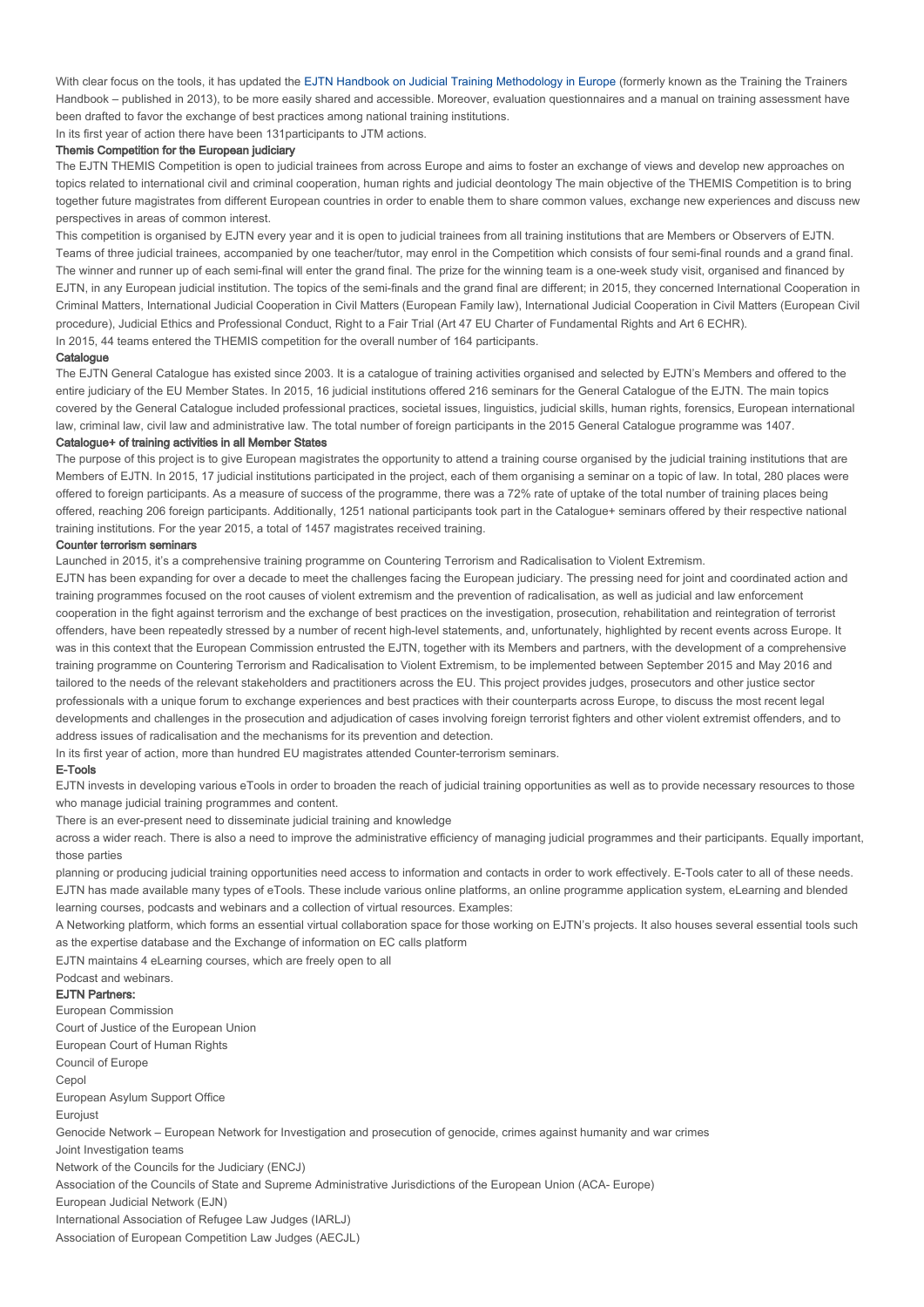With clear focus on the tools, it has updated the EJTN Handbook on Judicial Training Methodology in Europe (formerly known as the Training the Trainers Handbook – published in 2013), to be more easily shared and accessible. Moreover, evaluation questionnaires and a manual on training assessment have been drafted to favor the exchange of best practices among national training institutions.

In its first year of action there have been 131participants to JTM actions.

**Themis Competition for the European judiciary**

The EJTN THEMIS Competition is open to judicial trainees from across Europe and aims to foster an exchange of views and develop new approaches on topics related to international civil and criminal cooperation, human rights and judicial deontology The main objective of the THEMIS Competition is to bring together future magistrates from different European countries in order to enable them to share common values, exchange new experiences and discuss new perspectives in areas of common interest.

This competition is organised by EJTN every year and it is open to judicial trainees from all training institutions that are Members or Observers of EJTN. Teams of three judicial trainees, accompanied by one teacher/tutor, may enrol in the Competition which consists of four semi-final rounds and a grand final. The winner and runner up of each semi-final will enter the grand final. The prize for the winning team is a one-week study visit, organised and financed by EJTN, in any European judicial institution. The topics of the semi-finals and the grand final are different; in 2015, they concerned International Cooperation in Criminal Matters, International Judicial Cooperation in Civil Matters (European Family law), International Judicial Cooperation in Civil Matters (European Civil procedure), Judicial Ethics and Professional Conduct, Right to a Fair Trial (Art 47 EU Charter of Fundamental Rights and Art 6 ECHR).

In 2015, 44 teams entered the THEMIS competition for the overall number of 164 participants.

**Catalogue**

The EJTN General Catalogue has existed since 2003. It is a catalogue of training activities organised and selected by EJTN's Members and offered to the entire judiciary of the EU Member States. In 2015, 16 judicial institutions offered 216 seminars for the General Catalogue of the EJTN. The main topics covered by the General Catalogue included professional practices, societal issues, linguistics, judicial skills, human rights, forensics, European international law, criminal law, civil law and administrative law. The total number of foreign participants in the 2015 General Catalogue programme was 1407.

**Catalogue+ of training activities in all Member States**

The purpose of this project is to give European magistrates the opportunity to attend a training course organised by the judicial training institutions that are Members of EJTN. In 2015, 17 judicial institutions participated in the project, each of them organising a seminar on a topic of law. In total, 280 places were offered to foreign participants. As a measure of success of the programme, there was a 72% rate of uptake of the total number of training places being offered, reaching 206 foreign participants. Additionally, 1251 national participants took part in the Catalogue+ seminars offered by their respective national training institutions. For the year 2015, a total of 1457 magistrates received training.

**Counter terrorism seminars**

Launched in 2015, it's a comprehensive training programme on Countering Terrorism and Radicalisation to Violent Extremism.

EJTN has been expanding for over a decade to meet the challenges facing the European judiciary. The pressing need for joint and coordinated action and training programmes focused on the root causes of violent extremism and the prevention of radicalisation, as well as judicial and law enforcement cooperation in the fight against terrorism and the exchange of best practices on the investigation, prosecution, rehabilitation and reintegration of terrorist offenders, have been repeatedly stressed by a number of recent high-level statements, and, unfortunately, highlighted by recent events across Europe. It was in this context that the European Commission entrusted the EJTN, together with its Members and partners, with the development of a comprehensive training programme on Countering Terrorism and Radicalisation to Violent Extremism, to be implemented between September 2015 and May 2016 and tailored to the needs of the relevant stakeholders and practitioners across the EU. This project provides judges, prosecutors and other justice sector professionals with a unique forum to exchange experiences and best practices with their counterparts across Europe, to discuss the most recent legal developments and challenges in the prosecution and adjudication of cases involving foreign terrorist fighters and other violent extremist offenders, and to address issues of radicalisation and the mechanisms for its prevention and detection.

In its first year of action, more than hundred EU magistrates attended Counter-terrorism seminars.

**E-Tools**

EJTN invests in developing various eTools in order to broaden the reach of judicial training opportunities as well as to provide necessary resources to those who manage judicial training programmes and content.

There is an ever-present need to disseminate judicial training and knowledge

across a wider reach. There is also a need to improve the administrative efficiency of managing judicial programmes and their participants. Equally important, those parties

planning or producing judicial training opportunities need access to information and contacts in order to work effectively. E-Tools cater to all of these needs. EJTN has made available many types of eTools. These include various online platforms, an online programme application system, eLearning and blended learning courses, podcasts and webinars and a collection of virtual resources. Examples:

A Networking platform, which forms an essential virtual collaboration space for those working on EJTN's projects. It also houses several essential tools such as the expertise database and the Exchange of information on EC calls platform

EJTN maintains 4 eLearning courses, which are freely open to all

Podcast and webinars.

**EJTN Partners:**

European Commission

Court of Justice of the European Union

European Court of Human Rights

Council of Europe

Cepol

European Asylum Support Office

Eurojust

Genocide Network – European Network for Investigation and prosecution of genocide, crimes against humanity and war crimes

Joint Investigation teams

Network of the Councils for the Judiciary (ENCJ)

Association of the Councils of State and Supreme Administrative Jurisdictions of the European Union (ACA- Europe)

European Judicial Network (EJN)

International Association of Refugee Law Judges (IARLJ)

Association of European Competition Law Judges (AECJL)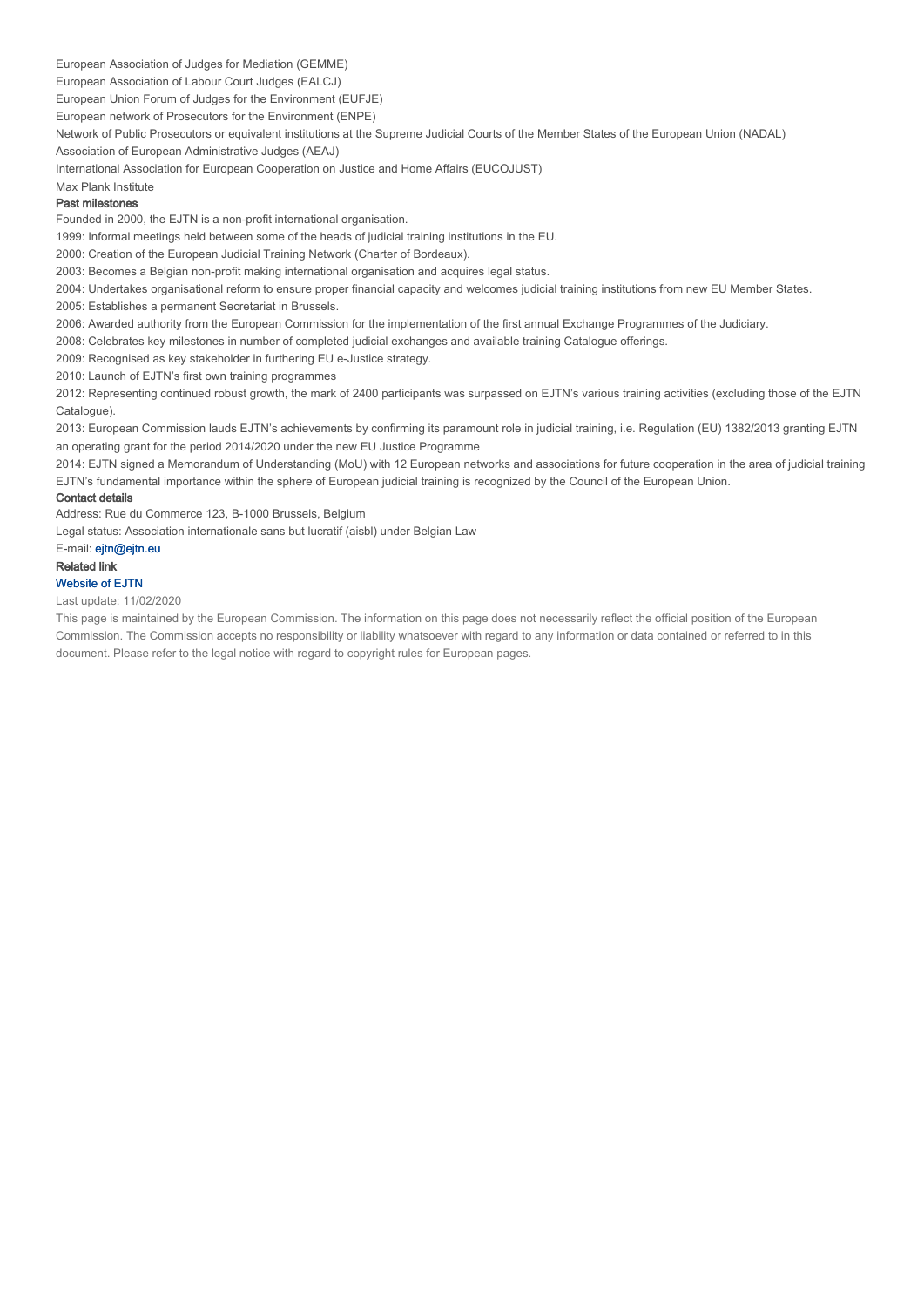European Association of Judges for Mediation (GEMME)

European Association of Labour Court Judges (EALCJ)

European Union Forum of Judges for the Environment (EUFJE)

European network of Prosecutors for the Environment (ENPE)

Network of Public Prosecutors or equivalent institutions at the Supreme Judicial Courts of the Member States of the European Union (NADAL)

Association of European Administrative Judges (AEAJ)

International Association for European Cooperation on Justice and Home Affairs (EUCOJUST)

Max Plank Institute

### Past milestones

Founded in 2000, the EJTN is a non-profit international organisation.

1999: Informal meetings held between some of the heads of judicial training institutions in the EU.

2000: Creation of the European Judicial Training Network (Charter of Bordeaux).

2003: Becomes a Belgian non-profit making international organisation and acquires legal status.

2004: Undertakes organisational reform to ensure proper financial capacity and welcomes judicial training institutions from new EU Member States.

2005: Establishes a permanent Secretariat in Brussels.

2006: Awarded authority from the European Commission for the implementation of the first annual Exchange Programmes of the Judiciary.

2008: Celebrates key milestones in number of completed judicial exchanges and available training Catalogue offerings.

2009: Recognised as key stakeholder in furthering EU e-Justice strategy.

2010: Launch of EJTN's first own training programmes

2012: Representing continued robust growth, the mark of 2400 participants was surpassed on EJTN's various training activities (excluding those of the EJTN Catalogue).

2013: European Commission lauds EJTN's achievements by confirming its paramount role in judicial training, i.e. Regulation (EU) 1382/2013 granting EJTN an operating grant for the period 2014/2020 under the new EU Justice Programme

2014: EJTN signed a Memorandum of Understanding (MoU) with 12 European networks and associations for future cooperation in the area of judicial training

EJTN's fundamental importance within the sphere of European judicial training is recognized by the Council of the European Union.

### Contact details

Address: Rue du Commerce 123, B-1000 Brussels, Belgium

Legal status: Association internationale sans but lucratif (aisbl) under Belgian Law

E-mail: ejtn@ejtn.eu

### Related link

Website of EJTN

Last update: 11/02/2020

This page is maintained by the European Commission. The information on this page does not necessarily reflect the official position of the European Commission. The Commission accepts no responsibility or liability whatsoever with regard to any information or data contained or referred to in this document. Please refer to the legal notice with regard to copyright rules for European pages.